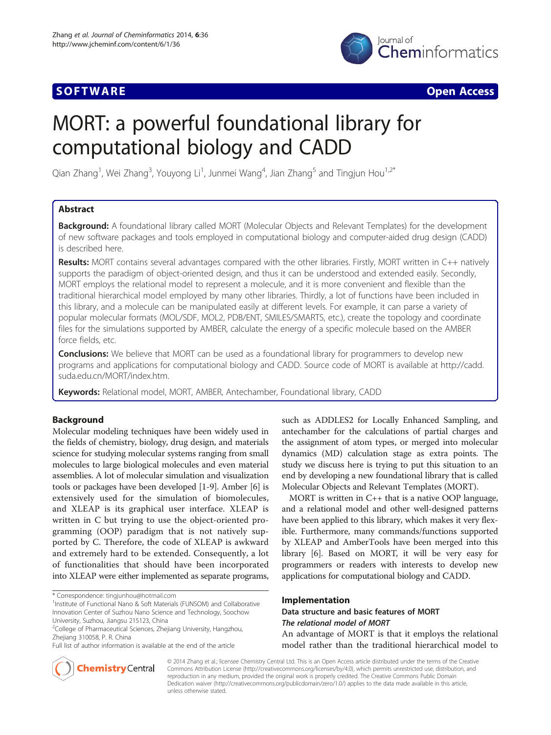**SOFTWARE** **Open Access**

# MORT: a powerful foundational library for computational biology and CADD

Qian Zhang[1], Wei Zhang[3], Youyong Li[1], Junmei Wang[4], Jian Zhang[5] and Tingjun Hou[1,2*]

## Abstract

**Background:** A foundational library called MORT (Molecular Objects and Relevant Templates) for the development of new software packages and tools employed in computational biology and computer-aided drug design (CADD) is described here.

**Results:** MORT contains several advantages compared with the other libraries. Firstly, MORT written in C++ natively supports the paradigm of object-oriented design, and thus it can be understood and extended easily. Secondly, MORT employs the relational model to represent a molecule, and it is more convenient and flexible than the traditional hierarchical model employed by many other libraries. Thirdly, a lot of functions have been included in this library, and a molecule can be manipulated easily at different levels. For example, it can parse a variety of popular molecular formats (MOL/SDF, MOL2, PDB/ENT, SMILES/SMARTS, etc.), create the topology and coordinate files for the simulations supported by AMBER, calculate the energy of a specific molecule based on the AMBER force fields, etc.

**Conclusions:** We believe that MORT can be used as a foundational library for programmers to develop new programs and applications for computational biology and CADD. Source code of MORT is available at http://cadd.suda.edu.cn/MORT/index.htm.

**Keywords:** Relational model, MORT, AMBER, Antechamber, Foundational library, CADD

## Background

Molecular modeling techniques have been widely used in the fields of chemistry, biology, drug design, and materials science for studying molecular systems ranging from small molecules to large biological molecules and even material assemblies. A lot of molecular simulation and visualization tools or packages have been developed [1-9]. Amber [6] is extensively used for the simulation of biomolecules, and XLEAP is its graphical user interface. XLEAP is written in C but trying to use the object-oriented programming (OOP) paradigm that is not natively supported by C. Therefore, the code of XLEAP is awkward and extremely hard to be extended. Consequently, a lot of functionalities that should have been incorporated into XLEAP were either implemented as separate programs, such as ADDLES2 for Locally Enhanced Sampling, and antechamber for the calculations of partial charges and the assignment of atom types, or merged into molecular dynamics (MD) calculation stage as extra points. The study we discuss here is trying to put this situation to an end by developing a new foundational library that is called Molecular Objects and Relevant Templates (MORT).

MORT is written in C++ that is a native OOP language, and a relational model and other well-designed patterns have been applied to this library, which makes it very flexible. Furthermore, many commands/functions supported by XLEAP and AmberTools have been merged into this library [6]. Based on MORT, it will be very easy for programmers or readers with interests to develop new applications for computational biology and CADD.

## Implementation

### Data structure and basic features of MORT

#### *The relational model of MORT*

An advantage of MORT is that it employs the relational model rather than the traditional hierarchical model to

\* Correspondence: tingjunhou@hotmail.com
[1]Institute of Functional Nano & Soft Materials (FUNSOM) and Collaborative Innovation Center of Suzhou Nano Science and Technology, Soochow University, Suzhou, Jiangsu 215123, China
[2]College of Pharmaceutical Sciences, Zhejiang University, Hangzhou, Zhejiang 310058, P. R. China
Full list of author information is available at the end of the article

© 2014 Zhang et al.; licensee Chemistry Central Ltd. This is an Open Access article distributed under the terms of the Creative Commons Attribution License (http://creativecommons.org/licenses/by/4.0), which permits unrestricted use, distribution, and reproduction in any medium, provided the original work is properly credited. The Creative Commons Public Domain Dedication waiver (http://creativecommons.org/publicdomain/zero/1.0/) applies to the data made available in this article, unless otherwise stated.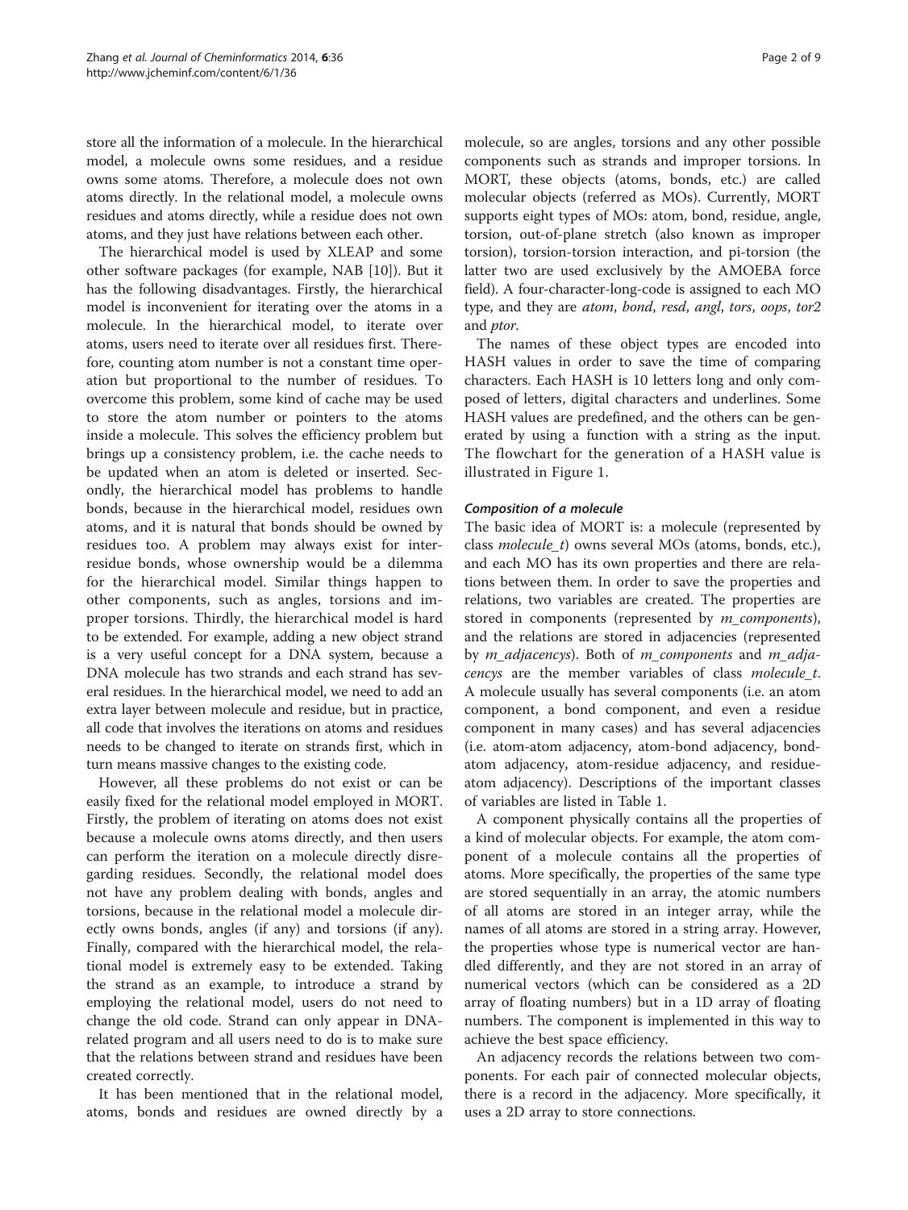store all the information of a molecule. In the hierarchical model, a molecule owns some residues, and a residue owns some atoms. Therefore, a molecule does not own atoms directly. In the relational model, a molecule owns residues and atoms directly, while a residue does not own atoms, and they just have relations between each other.

The hierarchical model is used by XLEAP and some other software packages (for example, NAB [10]). But it has the following disadvantages. Firstly, the hierarchical model is inconvenient for iterating over the atoms in a molecule. In the hierarchical model, to iterate over atoms, users need to iterate over all residues first. Therefore, counting atom number is not a constant time operation but proportional to the number of residues. To overcome this problem, some kind of cache may be used to store the atom number or pointers to the atoms inside a molecule. This solves the efficiency problem but brings up a consistency problem, i.e. the cache needs to be updated when an atom is deleted or inserted. Secondly, the hierarchical model has problems to handle bonds, because in the hierarchical model, residues own atoms, and it is natural that bonds should be owned by residues too. A problem may always exist for inter-residue bonds, whose ownership would be a dilemma for the hierarchical model. Similar things happen to other components, such as angles, torsions and improper torsions. Thirdly, the hierarchical model is hard to be extended. For example, adding a new object strand is a very useful concept for a DNA system, because a DNA molecule has two strands and each strand has several residues. In the hierarchical model, we need to add an extra layer between molecule and residue, but in practice, all code that involves the iterations on atoms and residues needs to be changed to iterate on strands first, which in turn means massive changes to the existing code.

However, all these problems do not exist or can be easily fixed for the relational model employed in MORT. Firstly, the problem of iterating on atoms does not exist because a molecule owns atoms directly, and then users can perform the iteration on a molecule directly disregarding residues. Secondly, the relational model does not have any problem dealing with bonds, angles and torsions, because in the relational model a molecule directly owns bonds, angles (if any) and torsions (if any). Finally, compared with the hierarchical model, the relational model is extremely easy to be extended. Taking the strand as an example, to introduce a strand by employing the relational model, users do not need to change the old code. Strand can only appear in DNA-related program and all users need to do is to make sure that the relations between strand and residues have been created correctly.

It has been mentioned that in the relational model, atoms, bonds and residues are owned directly by a molecule, so are angles, torsions and any other possible components such as strands and improper torsions. In MORT, these objects (atoms, bonds, etc.) are called molecular objects (referred as MOs). Currently, MORT supports eight types of MOs: atom, bond, residue, angle, torsion, out-of-plane stretch (also known as improper torsion), torsion-torsion interaction, and pi-torsion (the latter two are used exclusively by the AMOEBA force field). A four-character-long-code is assigned to each MO type, and they are *atom*, *bond*, *resd*, *angl*, *tors*, *oops*, *tor2* and *ptor*.

The names of these object types are encoded into HASH values in order to save the time of comparing characters. Each HASH is 10 letters long and only composed of letters, digital characters and underlines. Some HASH values are predefined, and the others can be generated by using a function with a string as the input. The flowchart for the generation of a HASH value is illustrated in Figure 1.

### Composition of a molecule

The basic idea of MORT is: a molecule (represented by class *molecule_t*) owns several MOs (atoms, bonds, etc.), and each MO has its own properties and there are relations between them. In order to save the properties and relations, two variables are created. The properties are stored in components (represented by *m_components*), and the relations are stored in adjacencies (represented by *m_adjacencys*). Both of *m_components* and *m_adjacencys* are the member variables of class *molecule_t*. A molecule usually has several components (i.e. an atom component, a bond component, and even a residue component in many cases) and has several adjacencies (i.e. atom-atom adjacency, atom-bond adjacency, bond-atom adjacency, atom-residue adjacency, and residue-atom adjacency). Descriptions of the important classes of variables are listed in Table 1.

A component physically contains all the properties of a kind of molecular objects. For example, the atom component of a molecule contains all the properties of atoms. More specifically, the properties of the same type are stored sequentially in an array, the atomic numbers of all atoms are stored in an integer array, while the names of all atoms are stored in a string array. However, the properties whose type is numerical vector are handled differently, and they are not stored in an array of numerical vectors (which can be considered as a 2D array of floating numbers) but in a 1D array of floating numbers. The component is implemented in this way to achieve the best space efficiency.

An adjacency records the relations between two components. For each pair of connected molecular objects, there is a record in the adjacency. More specifically, it uses a 2D array to store connections.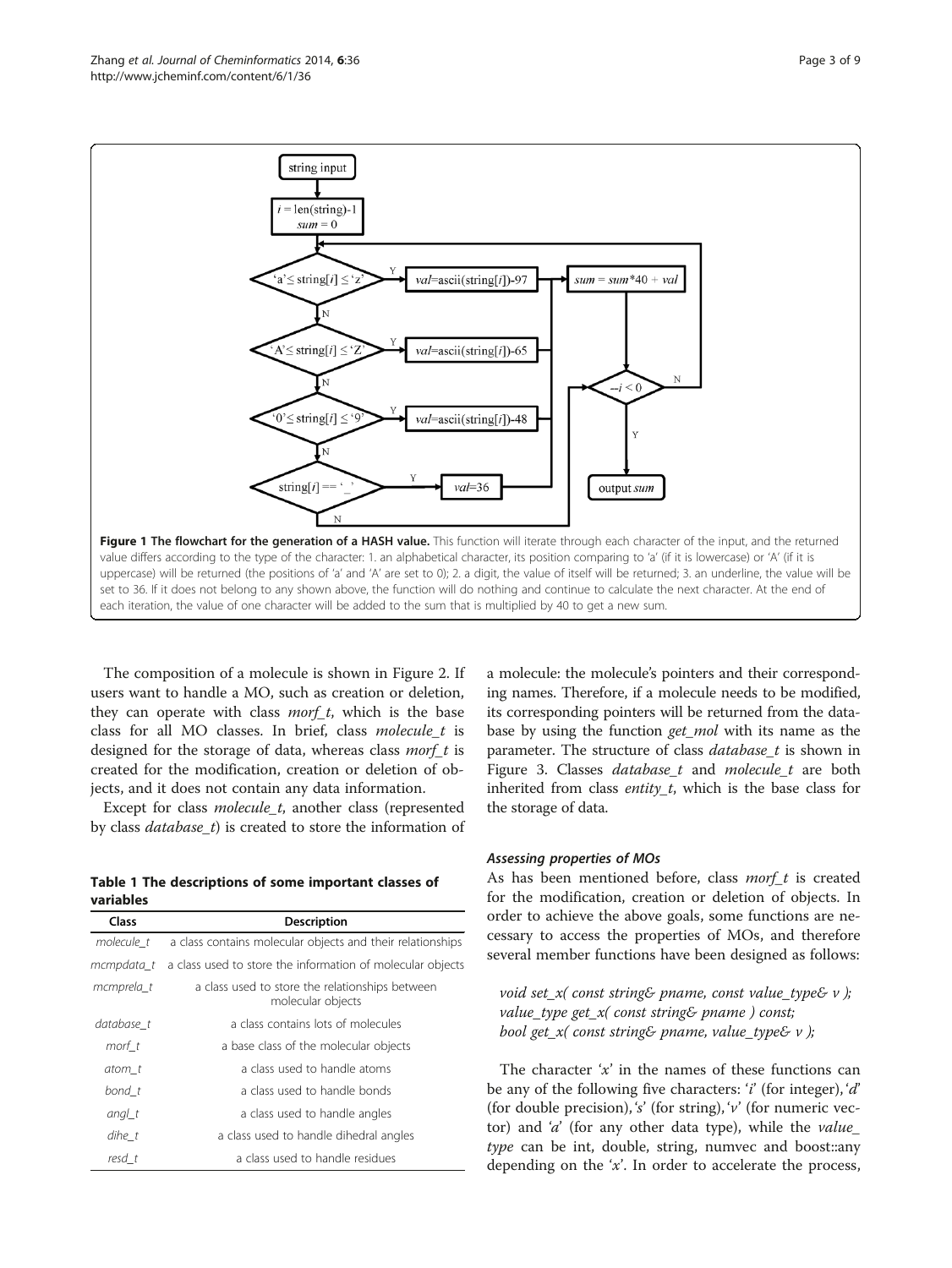**Figure 1 The flowchart for the generation of a HASH value.** This function will iterate through each character of the input, and the returned value differs according to the type of the character: 1. an alphabetical character, its position comparing to 'a' (if it is lowercase) or 'A' (if it is uppercase) will be returned (the positions of 'a' and 'A' are set to 0); 2. a digit, the value of itself will be returned; 3. an underline, the value will be set to 36. If it does not belong to any shown above, the function will do nothing and continue to calculate the next character. At the end of each iteration, the value of one character will be added to the sum that is multiplied by 40 to get a new sum.

The composition of a molecule is shown in Figure 2. If users want to handle a MO, such as creation or deletion, they can operate with class *morf_t*, which is the base class for all MO classes. In brief, class *molecule_t* is designed for the storage of data, whereas class *morf_t* is created for the modification, creation or deletion of objects, and it does not contain any data information.

Except for class *molecule_t*, another class (represented by class *database_t*) is created to store the information of a molecule: the molecule's pointers and their corresponding names. Therefore, if a molecule needs to be modified, its corresponding pointers will be returned from the database by using the function *get_mol* with its name as the parameter. The structure of class *database_t* is shown in Figure 3. Classes *database_t* and *molecule_t* are both inherited from class *entity_t*, which is the base class for the storage of data.

**Table 1 The descriptions of some important classes of variables**

| Class | Description |
|---|---|
| *molecule_t* | a class contains molecular objects and their relationships |
| *mcmpdata_t* | a class used to store the information of molecular objects |
| *mcmprela_t* | a class used to store the relationships between molecular objects |
| *database_t* | a class contains lots of molecules |
| *morf_t* | a base class of the molecular objects |
| *atom_t* | a class used to handle atoms |
| *bond_t* | a class used to handle bonds |
| *angl_t* | a class used to handle angles |
| *dihe_t* | a class used to handle dihedral angles |
| *resd_t* | a class used to handle residues |

### *Assessing properties of MOs*

As has been mentioned before, class *morf_t* is created for the modification, creation or deletion of objects. In order to achieve the above goals, some functions are necessary to access the properties of MOs, and therefore several member functions have been designed as follows:

```
void set_x( const string& pname, const value_type& v );
value_type get_x( const string& pname ) const;
bool get_x( const string& pname, value_type& v );
```

The character '*x*' in the names of these functions can be any of the following five characters: '*i*' (for integer), '*d*' (for double precision), '*s*' (for string), '*v*' (for numeric vector) and '*a*' (for any other data type), while the *value_type* can be int, double, string, numvec and boost::any depending on the '*x*'. In order to accelerate the process,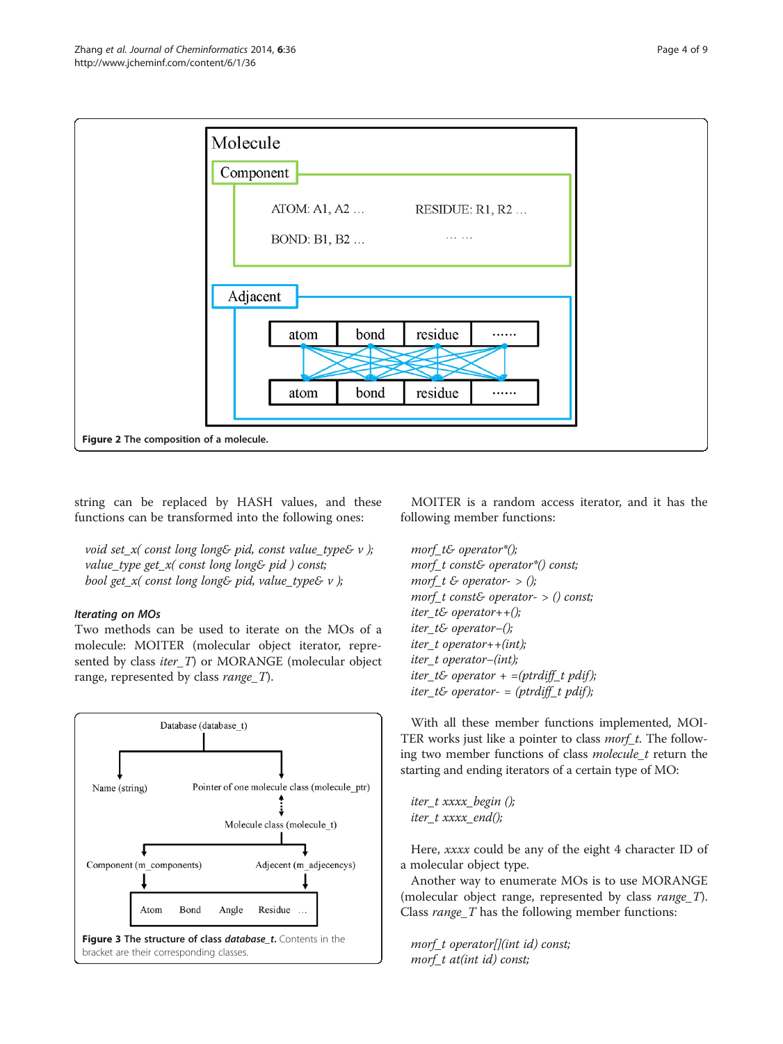Figure 2 The composition of a molecule.

string can be replaced by HASH values, and these functions can be transformed into the following ones:

```
void set_x( const long long& pid, const value_type& v );
value_type get_x( const long long& pid ) const;
bool get_x( const long long& pid, value_type& v );
```

#### Iterating on MOs

Two methods can be used to iterate on the MOs of a molecule: MOITER (molecular object iterator, represented by class *iter_T*) or MORANGE (molecular object range, represented by class *range_T*).

Figure 3 The structure of class *database_t*. Contents in the bracket are their corresponding classes.

MOITER is a random access iterator, and it has the following member functions:

```
morf_t& operator*();
morf_t const& operator*() const;
morf_t & operator- > ();
morf_t const& operator- > () const;
iter_t& operator++();
iter_t& operator–();
iter_t operator++(int);
iter_t operator–(int);
iter_t& operator + =(ptrdiff_t pdif);
iter_t& operator- = (ptrdiff_t pdif);
```

With all these member functions implemented, MOITER works just like a pointer to class *morf_t*. The following two member functions of class *molecule_t* return the starting and ending iterators of a certain type of MO:

```
iter_t xxxx_begin ();
iter_t xxxx_end();
```

Here, *xxxx* could be any of the eight 4 character ID of a molecular object type.

Another way to enumerate MOs is to use MORANGE (molecular object range, represented by class *range_T*). Class *range_T* has the following member functions:

```
morf_t operator[](int id) const;
morf_t at(int id) const;
```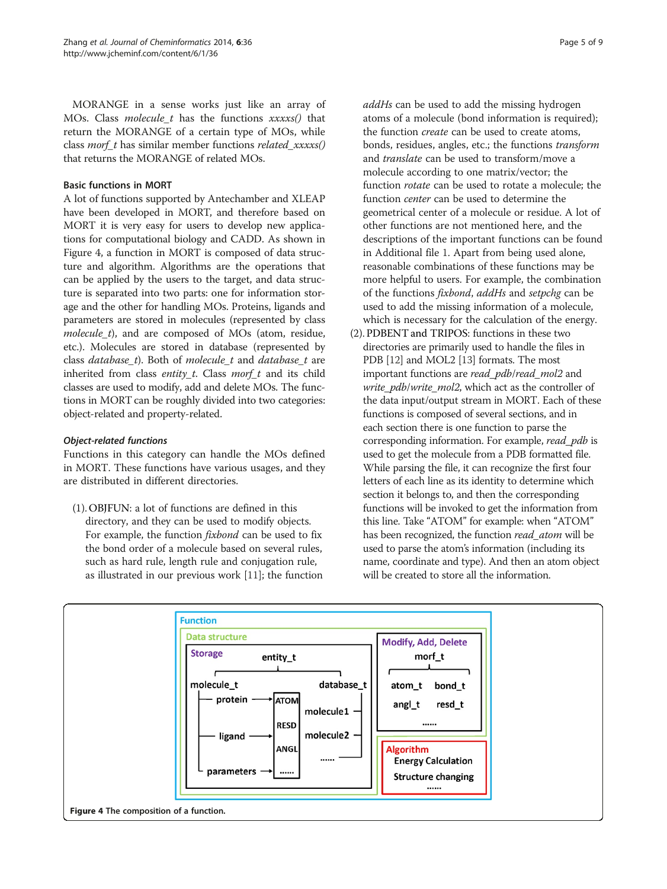MORANGE in a sense works just like an array of MOs. Class *molecule_t* has the functions *xxxxs()* that return the MORANGE of a certain type of MOs, while class *morf_t* has similar member functions *related_xxxxs()* that returns the MORANGE of related MOs.

### Basic functions in MORT

A lot of functions supported by Antechamber and XLEAP have been developed in MORT, and therefore based on MORT it is very easy for users to develop new applications for computational biology and CADD. As shown in Figure 4, a function in MORT is composed of data structure and algorithm. Algorithms are the operations that can be applied by the users to the target, and data structure is separated into two parts: one for information storage and the other for handling MOs. Proteins, ligands and parameters are stored in molecules (represented by class *molecule_t*), and are composed of MOs (atom, residue, etc.). Molecules are stored in database (represented by class *database_t*). Both of *molecule_t* and *database_t* are inherited from class *entity_t*. Class *morf_t* and its child classes are used to modify, add and delete MOs. The functions in MORT can be roughly divided into two categories: object-related and property-related.

#### *Object-related functions*

Functions in this category can handle the MOs defined in MORT. These functions have various usages, and they are distributed in different directories.

(1). OBJFUN: a lot of functions are defined in this directory, and they can be used to modify objects. For example, the function *fixbond* can be used to fix the bond order of a molecule based on several rules, such as hard rule, length rule and conjugation rule, as illustrated in our previous work [11]; the function *addHs* can be used to add the missing hydrogen atoms of a molecule (bond information is required); the function *create* can be used to create atoms, bonds, residues, angles, etc.; the functions *transform* and *translate* can be used to transform/move a molecule according to one matrix/vector; the function *rotate* can be used to rotate a molecule; the function *center* can be used to determine the geometrical center of a molecule or residue. A lot of other functions are not mentioned here, and the descriptions of the important functions can be found in Additional file 1. Apart from being used alone, reasonable combinations of these functions may be more helpful to users. For example, the combination of the functions *fixbond*, *addHs* and *setpchg* can be used to add the missing information of a molecule, which is necessary for the calculation of the energy.

(2). PDBENT and TRIPOS: functions in these two directories are primarily used to handle the files in PDB [12] and MOL2 [13] formats. The most important functions are *read_pdb*/*read_mol2* and *write_pdb*/*write_mol2*, which act as the controller of the data input/output stream in MORT. Each of these functions is composed of several sections, and in each section there is one function to parse the corresponding information. For example, *read_pdb* is used to get the molecule from a PDB formatted file. While parsing the file, it can recognize the first four letters of each line as its identity to determine which section it belongs to, and then the corresponding functions will be invoked to get the information from this line. Take "ATOM" for example: when "ATOM" has been recognized, the function *read_atom* will be used to parse the atom's information (including its name, coordinate and type). And then an atom object will be created to store all the information.

**Figure 4** The composition of a function.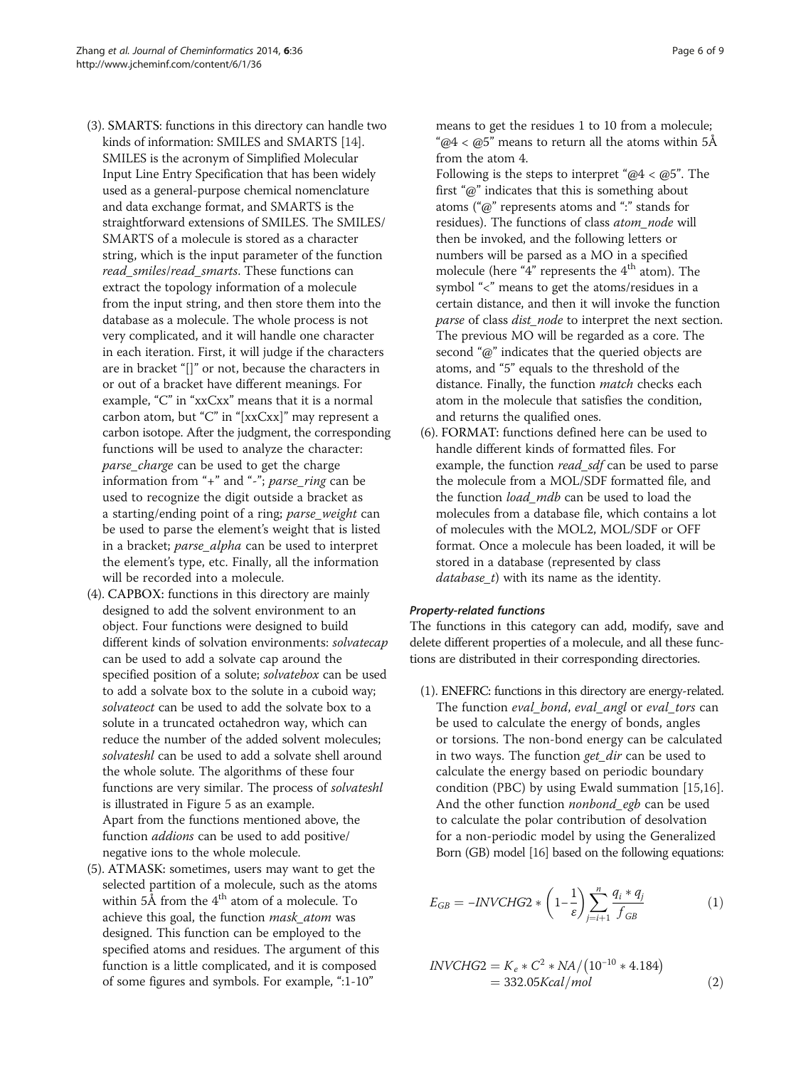(3). SMARTS: functions in this directory can handle two kinds of information: SMILES and SMARTS [14]. SMILES is the acronym of Simplified Molecular Input Line Entry Specification that has been widely used as a general-purpose chemical nomenclature and data exchange format, and SMARTS is the straightforward extensions of SMILES. The SMILES/SMARTS of a molecule is stored as a character string, which is the input parameter of the function *read_smiles*/*read_smarts*. These functions can extract the topology information of a molecule from the input string, and then store them into the database as a molecule. The whole process is not very complicated, and it will handle one character in each iteration. First, it will judge if the characters are in bracket "[]" or not, because the characters in or out of a bracket have different meanings. For example, "C" in "xxCxx" means that it is a normal carbon atom, but "C" in "[xxCxx]" may represent a carbon isotope. After the judgment, the corresponding functions will be used to analyze the character: *parse_charge* can be used to get the charge information from "+" and "-"; *parse_ring* can be used to recognize the digit outside a bracket as a starting/ending point of a ring; *parse_weight* can be used to parse the element's weight that is listed in a bracket; *parse_alpha* can be used to interpret the element's type, etc. Finally, all the information will be recorded into a molecule.

(4). CAPBOX: functions in this directory are mainly designed to add the solvent environment to an object. Four functions were designed to build different kinds of solvation environments: *solvatecap* can be used to add a solvate cap around the specified position of a solute; *solvatebox* can be used to add a solvate box to the solute in a cuboid way; *solvateoct* can be used to add the solvate box to a solute in a truncated octahedron way, which can reduce the number of the added solvent molecules; *solvateshl* can be used to add a solvate shell around the whole solute. The algorithms of these four functions are very similar. The process of *solvateshl* is illustrated in Figure 5 as an example.
Apart from the functions mentioned above, the function *addions* can be used to add positive/negative ions to the whole molecule.

(5). ATMASK: sometimes, users may want to get the selected partition of a molecule, such as the atoms within 5Å from the 4th atom of a molecule. To achieve this goal, the function *mask_atom* was designed. This function can be employed to the specified atoms and residues. The argument of this function is a little complicated, and it is composed of some figures and symbols. For example, ":1-10" means to get the residues 1 to 10 from a molecule; "@4 < @5" means to return all the atoms within 5Å from the atom 4.
Following is the steps to interpret "@4 < @5". The first "@" indicates that this is something about atoms ("@" represents atoms and ":" stands for residues). The functions of class *atom_node* will then be invoked, and the following letters or numbers will be parsed as a MO in a specified molecule (here "4" represents the 4th atom). The symbol "<" means to get the atoms/residues in a certain distance, and then it will invoke the function *parse* of class *dist_node* to interpret the next section. The previous MO will be regarded as a core. The second "@" indicates that the queried objects are atoms, and "5" equals to the threshold of the distance. Finally, the function *match* checks each atom in the molecule that satisfies the condition, and returns the qualified ones.

(6). FORMAT: functions defined here can be used to handle different kinds of formatted files. For example, the function *read_sdf* can be used to parse the molecule from a MOL/SDF formatted file, and the function *load_mdb* can be used to load the molecules from a database file, which contains a lot of molecules with the MOL2, MOL/SDF or OFF format. Once a molecule has been loaded, it will be stored in a database (represented by class *database_t*) with its name as the identity.

#### Property-related functions

The functions in this category can add, modify, save and delete different properties of a molecule, and all these functions are distributed in their corresponding directories.

(1). ENEFRC: functions in this directory are energy-related. The function *eval_bond*, *eval_angl* or *eval_tors* can be used to calculate the energy of bonds, angles or torsions. The non-bond energy can be calculated in two ways. The function *get_dir* can be used to calculate the energy based on periodic boundary condition (PBC) by using Ewald summation [15,16]. And the other function *nonbond_egb* can be used to calculate the polar contribution of desolvation for a non-periodic model by using the Generalized Born (GB) model [16] based on the following equations:

$$E_{GB} = -INVCHG2 * \left(1 - \frac{1}{\varepsilon}\right) \sum_{j=i+1}^{n} \frac{q_i * q_j}{f_{GB}} \tag{1}$$

$$\begin{aligned} INVCHG2 &= K_e * C^2 * NA / \left(10^{-10} * 4.184\right) \\ &= 332.05 Kcal/mol \end{aligned} \tag{2}$$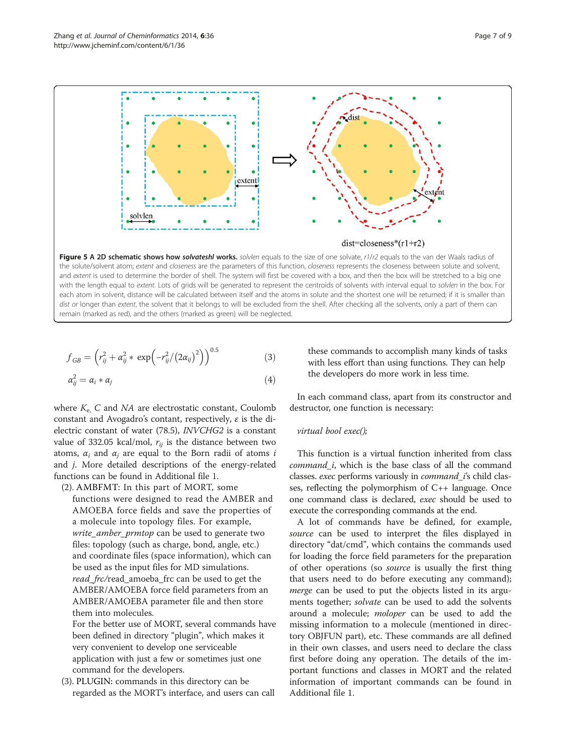**Figure 5 A 2D schematic shows how *solvateshl* works.** *solvlen* equals to the size of one solvate, *r1/r2* equals to the van der Waals radius of the solute/solvent atom; *extent* and *closeness* are the parameters of this function, *closeness* represents the closeness between solute and solvent, and *extent* is used to determine the border of shell. The system will first be covered with a box, and then the box will be stretched to a big one with the length equal to *extent*. Lots of grids will be generated to represent the centroids of solvents with interval equal to *solvlen* in the box. For each atom in solvent, distance will be calculated between itself and the atoms in solute and the shortest one will be returned; if it is smaller than *dist or* longer than *extent*, the solvent that it belongs to will be excluded from the shell. After checking all the solvents, only a part of them can remain (marked as red), and the others (marked as green) will be neglected.

$$f_{GB} = \left(r_{ij}^2 + \alpha_{ij}^2 * \exp\left(-r_{ij}^2/\left(2\alpha_{ij}\right)^2\right)\right)^{0.5} \quad (3)$$

$$\alpha_{ij}^2 = \alpha_i * \alpha_j \quad (4)$$

where $K_e$, $C$ and $NA$ are electrostatic constant, Coulomb constant and Avogadro's contant, respectively, $\varepsilon$ is the dielectric constant of water (78.5), *INVCHG2* is a constant value of 332.05 kcal/mol, $r_{ij}$ is the distance between two atoms, $\alpha_i$ and $\alpha_j$ are equal to the Born radii of atoms $i$ and $j$. More detailed descriptions of the energy-related functions can be found in Additional file 1.

(2). AMBFMT: In this part of MORT, some functions were designed to read the AMBER and AMOEBA force fields and save the properties of a molecule into topology files. For example, *write_amber_prmtop* can be used to generate two files: topology (such as charge, bond, angle, etc.) and coordinate files (space information), which can be used as the input files for MD simulations. *read_frc*/read_amoeba_frc can be used to get the AMBER/AMOEBA force field parameters from an AMBER/AMOEBA parameter file and then store them into molecules.
For the better use of MORT, several commands have been defined in directory "plugin", which makes it very convenient to develop one serviceable application with just a few or sometimes just one command for the developers.

(3). PLUGIN: commands in this directory can be regarded as the MORT's interface, and users can call these commands to accomplish many kinds of tasks with less effort than using functions. They can help the developers do more work in less time.

In each command class, apart from its constructor and destructor, one function is necessary:

*virtual bool exec();*

This function is a virtual function inherited from class *command_i*, which is the base class of all the command classes. *exec* performs variously in *command_i*'s child classes, reflecting the polymorphism of C++ language. Once one command class is declared, *exec* should be used to execute the corresponding commands at the end.

A lot of commands have be defined, for example, *source* can be used to interpret the files displayed in directory "dat/cmd", which contains the commands used for loading the force field parameters for the preparation of other operations (so *source* is usually the first thing that users need to do before executing any command); *merge* can be used to put the objects listed in its arguments together; *solvate* can be used to add the solvents around a molecule; *moloper* can be used to add the missing information to a molecule (mentioned in directory OBJFUN part), etc. These commands are all defined in their own classes, and users need to declare the class first before doing any operation. The details of the important functions and classes in MORT and the related information of important commands can be found in Additional file 1.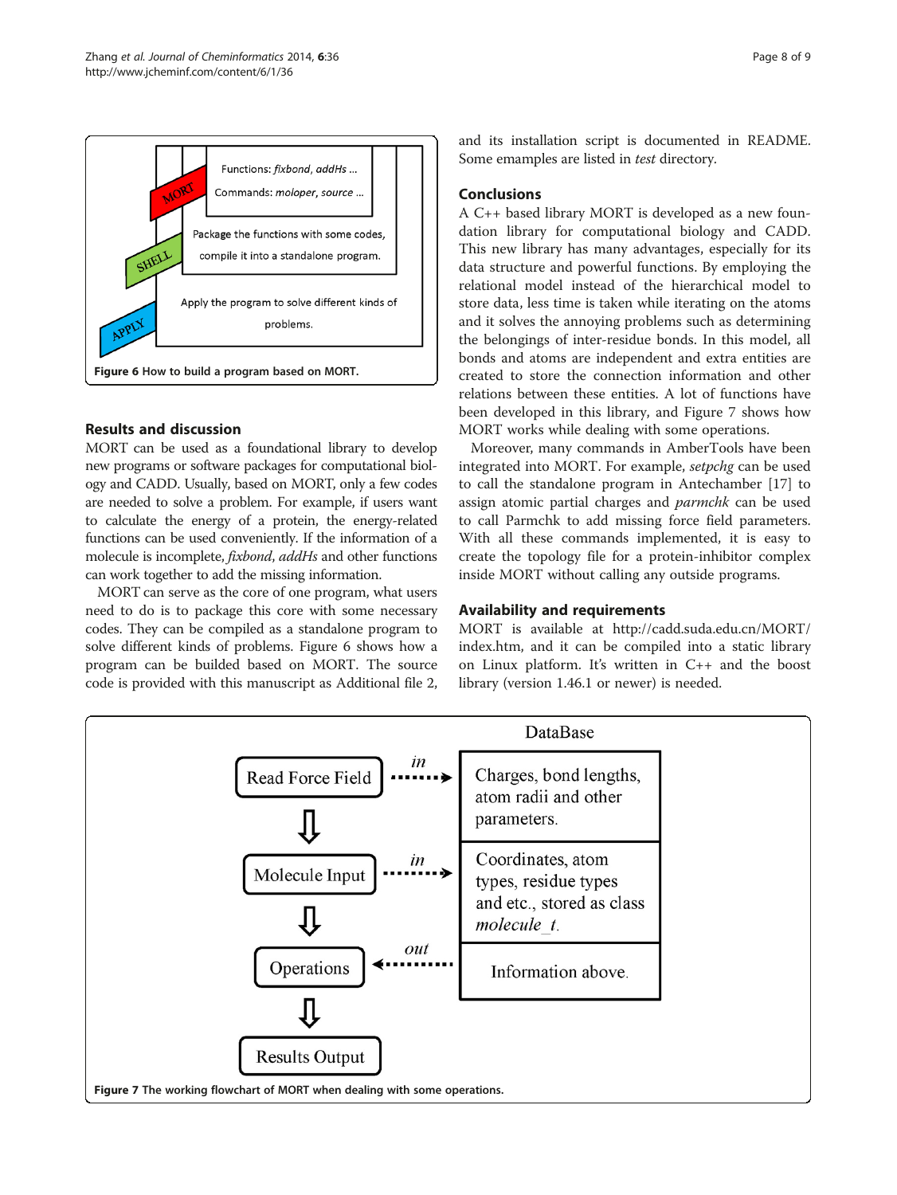Figure 6 How to build a program based on MORT.

## Results and discussion

MORT can be used as a foundational library to develop new programs or software packages for computational biology and CADD. Usually, based on MORT, only a few codes are needed to solve a problem. For example, if users want to calculate the energy of a protein, the energy-related functions can be used conveniently. If the information of a molecule is incomplete, *fixbond*, *addHs* and other functions can work together to add the missing information.

MORT can serve as the core of one program, what users need to do is to package this core with some necessary codes. They can be compiled as a standalone program to solve different kinds of problems. Figure 6 shows how a program can be builded based on MORT. The source code is provided with this manuscript as Additional file 2, and its installation script is documented in README. Some emamples are listed in *test* directory.

## Conclusions

A C++ based library MORT is developed as a new foundation library for computational biology and CADD. This new library has many advantages, especially for its data structure and powerful functions. By employing the relational model instead of the hierarchical model to store data, less time is taken while iterating on the atoms and it solves the annoying problems such as determining the belongings of inter-residue bonds. In this model, all bonds and atoms are independent and extra entities are created to store the connection information and other relations between these entities. A lot of functions have been developed in this library, and Figure 7 shows how MORT works while dealing with some operations.

Moreover, many commands in AmberTools have been integrated into MORT. For example, *setpchg* can be used to call the standalone program in Antechamber [17] to assign atomic partial charges and *parmchk* can be used to call Parmchk to add missing force field parameters. With all these commands implemented, it is easy to create the topology file for a protein-inhibitor complex inside MORT without calling any outside programs.

## Availability and requirements

MORT is available at http://cadd.suda.edu.cn/MORT/index.htm, and it can be compiled into a static library on Linux platform. It's written in C++ and the boost library (version 1.46.1 or newer) is needed.

Figure 7 The working flowchart of MORT when dealing with some operations.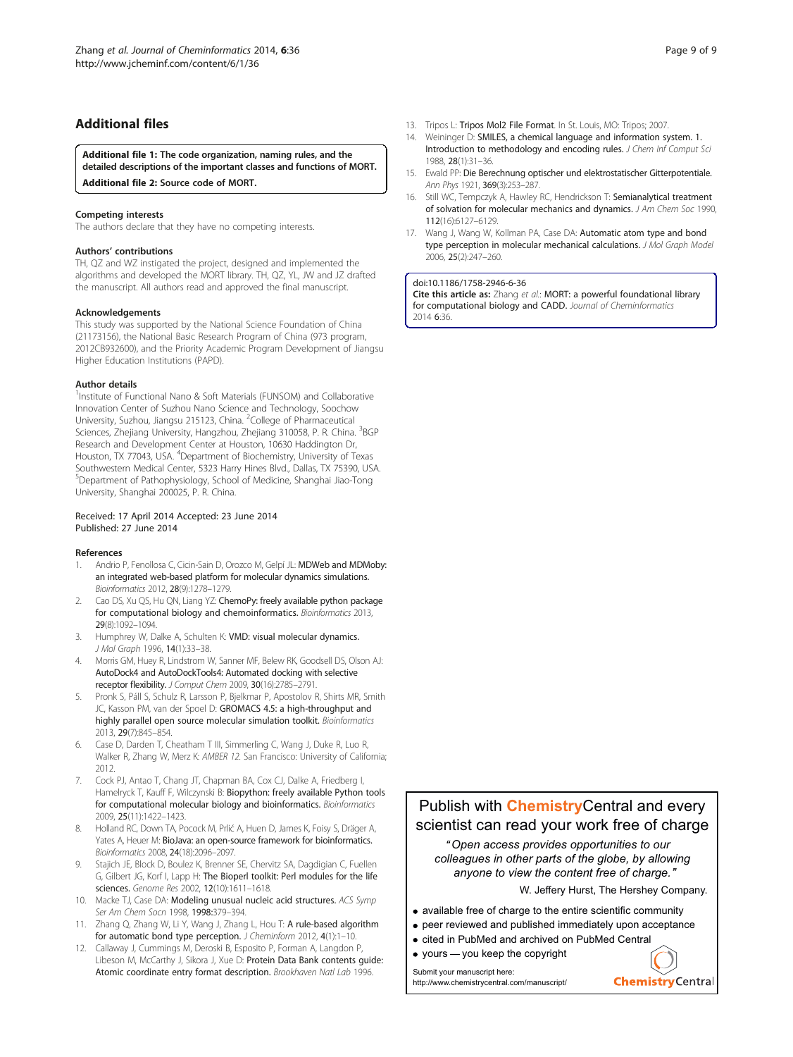## Additional files

**Additional file 1: The code organization, naming rules, and the detailed descriptions of the important classes and functions of MORT.**

**Additional file 2:** Source code of MORT.

### Competing interests

The authors declare that they have no competing interests.

### Authors' contributions

TH, QZ and WZ instigated the project, designed and implemented the algorithms and developed the MORT library. TH, QZ, YL, JW and JZ drafted the manuscript. All authors read and approved the final manuscript.

### Acknowledgements

This study was supported by the National Science Foundation of China (21173156), the National Basic Research Program of China (973 program, 2012CB932600), and the Priority Academic Program Development of Jiangsu Higher Education Institutions (PAPD).

### Author details

[1]Institute of Functional Nano & Soft Materials (FUNSOM) and Collaborative Innovation Center of Suzhou Nano Science and Technology, Soochow University, Suzhou, Jiangsu 215123, China. [2]College of Pharmaceutical Sciences, Zhejiang University, Hangzhou, Zhejiang 310058, P. R. China. [3]BGP Research and Development Center at Houston, 10630 Haddington Dr, Houston, TX 77043, USA. [4]Department of Biochemistry, University of Texas Southwestern Medical Center, 5323 Harry Hines Blvd., Dallas, TX 75390, USA. [5]Department of Pathophysiology, School of Medicine, Shanghai Jiao-Tong University, Shanghai 200025, P. R. China.

Received: 17 April 2014 Accepted: 23 June 2014
Published: 27 June 2014

### References

1. Andrio P, Fenollosa C, Cicin-Sain D, Orozco M, Gelpí JL: **MDWeb and MDMoby: an integrated web-based platform for molecular dynamics simulations.** *Bioinformatics* 2012, **28**(9):1278–1279.
2. Cao DS, Xu QS, Hu QN, Liang YZ: **ChemoPy: freely available python package for computational biology and chemoinformatics.** *Bioinformatics* 2013, **29**(8):1092–1094.
3. Humphrey W, Dalke A, Schulten K: **VMD: visual molecular dynamics.** *J Mol Graph* 1996, **14**(1):33–38.
4. Morris GM, Huey R, Lindstrom W, Sanner MF, Belew RK, Goodsell DS, Olson AJ: **AutoDock4 and AutoDockTools4: Automated docking with selective receptor flexibility.** *J Comput Chem* 2009, **30**(16):2785–2791.
5. Pronk S, Páll S, Schulz R, Larsson P, Bjelkmar P, Apostolov R, Shirts MR, Smith JC, Kasson PM, van der Spoel D: **GROMACS 4.5: a high-throughput and highly parallel open source molecular simulation toolkit.** *Bioinformatics* 2013, **29**(7):845–854.
6. Case D, Darden T, Cheatham T III, Simmerling C, Wang J, Duke R, Luo R, Walker R, Zhang W, Merz K: *AMBER 12.* San Francisco: University of California; 2012.
7. Cock PJ, Antao T, Chang JT, Chapman BA, Cox CJ, Dalke A, Friedberg I, Hamelryck T, Kauff F, Wilczynski B: **Biopython: freely available Python tools for computational molecular biology and bioinformatics.** *Bioinformatics* 2009, **25**(11):1422–1423.
8. Holland RC, Down TA, Pocock M, Prlić A, Huen D, James K, Foisy S, Dräger A, Yates A, Heuer M: **BioJava: an open-source framework for bioinformatics.** *Bioinformatics* 2008, **24**(18):2096–2097.
9. Stajich JE, Block D, Boulez K, Brenner SE, Chervitz SA, Dagdigian C, Fuellen G, Gilbert JG, Korf I, Lapp H: **The Bioperl toolkit: Perl modules for the life sciences.** *Genome Res* 2002, **12**(10):1611–1618.
10. Macke TJ, Case DA: **Modeling unusual nucleic acid structures.** *ACS Symp Ser Am Chem Socn* 1998, **1998**:379–394.
11. Zhang Q, Zhang W, Li Y, Wang J, Zhang L, Hou T: **A rule-based algorithm for automatic bond type perception.** *J Cheminform* 2012, **4**(1):1–10.
12. Callaway J, Cummings M, Deroski B, Esposito P, Forman A, Langdon P, Libeson M, McCarthy J, Sikora J, Xue D: **Protein Data Bank contents guide: Atomic coordinate entry format description.** *Brookhaven Natl Lab* 1996.
13. Tripos L: **Tripos Mol2 File Format.** In St. Louis, MO: Tripos; 2007.
14. Weininger D: **SMILES, a chemical language and information system. 1. Introduction to methodology and encoding rules.** *J Chem Inf Comput Sci* 1988, **28**(1):31–36.
15. Ewald PP: **Die Berechnung optischer und elektrostatischer Gitterpotentiale.** *Ann Phys* 1921, **369**(3):253–287.
16. Still WC, Tempczyk A, Hawley RC, Hendrickson T: **Semianalytical treatment of solvation for molecular mechanics and dynamics.** *J Am Chem Soc* 1990, **112**(16):6127–6129.
17. Wang J, Wang W, Kollman PA, Case DA: **Automatic atom type and bond type perception in molecular mechanical calculations.** *J Mol Graph Model* 2006, **25**(2):247–260.

doi:10.1186/1758-2946-6-36

**Cite this article as:** Zhang *et al.*: MORT: a powerful foundational library for computational biology and CADD. *Journal of Cheminformatics* 2014 **6**:36.

Publish with **ChemistryCentral** and every scientist can read your work free of charge

*"Open access provides opportunities to our colleagues in other parts of the globe, by allowing anyone to view the content free of charge."*

W. Jeffery Hurst, The Hershey Company.

- available free of charge to the entire scientific community
- peer reviewed and published immediately upon acceptance
- cited in PubMed and archived on PubMed Central
- yours — you keep the copyright

Submit your manuscript here:
http://www.chemistrycentral.com/manuscript/

ChemistryCentral